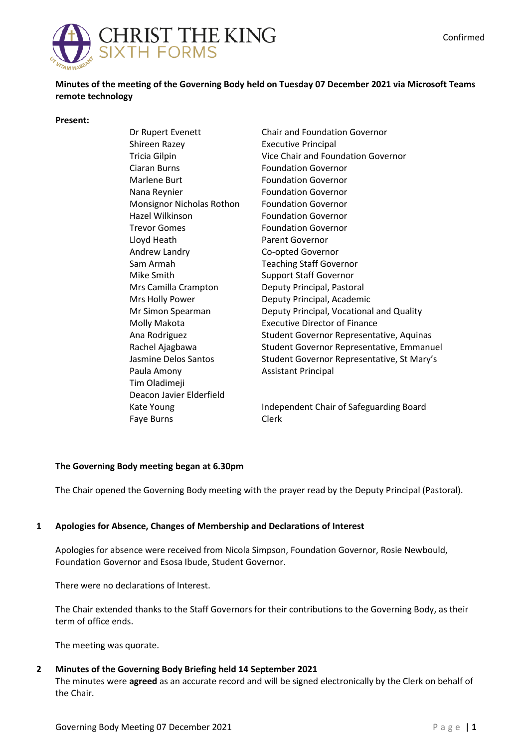Confirmed

# CHRIST THE KING SIXTH FORMS

**Minutes of the meeting of the Governing Body held on Tuesday 07 December 2021 via Microsoft Teams remote technology**

**Present:**

| Name | Role |
|---|---|
| Dr Rupert Evenett | Chair and Foundation Governor |
| Shireen Razey | Executive Principal |
| Tricia Gilpin | Vice Chair and Foundation Governor |
| Ciaran Burns | Foundation Governor |
| Marlene Burt | Foundation Governor |
| Nana Reynier | Foundation Governor |
| Monsignor Nicholas Rothon | Foundation Governor |
| Hazel Wilkinson | Foundation Governor |
| Trevor Gomes | Foundation Governor |
| Lloyd Heath | Parent Governor |
| Andrew Landry | Co-opted Governor |
| Sam Armah | Teaching Staff Governor |
| Mike Smith | Support Staff Governor |
| Mrs Camilla Crampton | Deputy Principal, Pastoral |
| Mrs Holly Power | Deputy Principal, Academic |
| Mr Simon Spearman | Deputy Principal, Vocational and Quality |
| Molly Makota | Executive Director of Finance |
| Ana Rodriguez | Student Governor Representative, Aquinas |
| Rachel Ajagbawa | Student Governor Representative, Emmanuel |
| Jasmine Delos Santos | Student Governor Representative, St Mary's |
| Paula Amony | Assistant Principal |
| Tim Oladimeji | |
| Deacon Javier Elderfield | |
| Kate Young | Independent Chair of Safeguarding Board |
| Faye Burns | Clerk |

**The Governing Body meeting began at 6.30pm**

The Chair opened the Governing Body meeting with the prayer read by the Deputy Principal (Pastoral).

## 1 Apologies for Absence, Changes of Membership and Declarations of Interest

Apologies for absence were received from Nicola Simpson, Foundation Governor, Rosie Newbould, Foundation Governor and Esosa Ibude, Student Governor.

There were no declarations of Interest.

The Chair extended thanks to the Staff Governors for their contributions to the Governing Body, as their term of office ends.

The meeting was quorate.

## 2 Minutes of the Governing Body Briefing held 14 September 2021

The minutes were **agreed** as an accurate record and will be signed electronically by the Clerk on behalf of the Chair.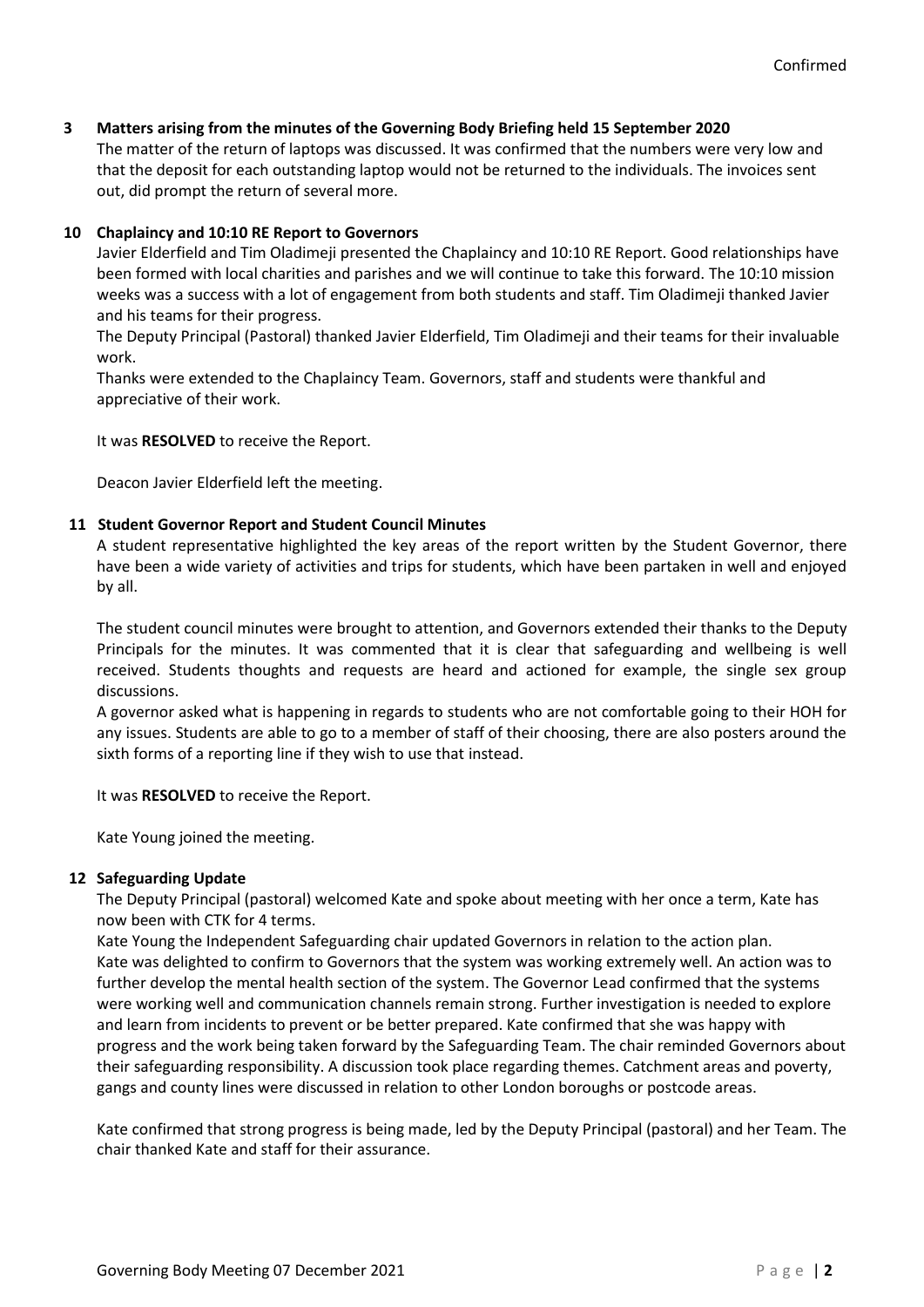## 3 Matters arising from the minutes of the Governing Body Briefing held 15 September 2020

The matter of the return of laptops was discussed. It was confirmed that the numbers were very low and that the deposit for each outstanding laptop would not be returned to the individuals. The invoices sent out, did prompt the return of several more.

## 10 Chaplaincy and 10:10 RE Report to Governors

Javier Elderfield and Tim Oladimeji presented the Chaplaincy and 10:10 RE Report. Good relationships have been formed with local charities and parishes and we will continue to take this forward. The 10:10 mission weeks was a success with a lot of engagement from both students and staff. Tim Oladimeji thanked Javier and his teams for their progress.

The Deputy Principal (Pastoral) thanked Javier Elderfield, Tim Oladimeji and their teams for their invaluable work.

Thanks were extended to the Chaplaincy Team. Governors, staff and students were thankful and appreciative of their work.

It was **RESOLVED** to receive the Report.

Deacon Javier Elderfield left the meeting.

## 11 Student Governor Report and Student Council Minutes

A student representative highlighted the key areas of the report written by the Student Governor, there have been a wide variety of activities and trips for students, which have been partaken in well and enjoyed by all.

The student council minutes were brought to attention, and Governors extended their thanks to the Deputy Principals for the minutes. It was commented that it is clear that safeguarding and wellbeing is well received. Students thoughts and requests are heard and actioned for example, the single sex group discussions.

A governor asked what is happening in regards to students who are not comfortable going to their HOH for any issues. Students are able to go to a member of staff of their choosing, there are also posters around the sixth forms of a reporting line if they wish to use that instead.

It was **RESOLVED** to receive the Report.

Kate Young joined the meeting.

## 12 Safeguarding Update

The Deputy Principal (pastoral) welcomed Kate and spoke about meeting with her once a term, Kate has now been with CTK for 4 terms.

Kate Young the Independent Safeguarding chair updated Governors in relation to the action plan. Kate was delighted to confirm to Governors that the system was working extremely well. An action was to further develop the mental health section of the system. The Governor Lead confirmed that the systems were working well and communication channels remain strong. Further investigation is needed to explore and learn from incidents to prevent or be better prepared. Kate confirmed that she was happy with progress and the work being taken forward by the Safeguarding Team. The chair reminded Governors about their safeguarding responsibility. A discussion took place regarding themes. Catchment areas and poverty, gangs and county lines were discussed in relation to other London boroughs or postcode areas.

Kate confirmed that strong progress is being made, led by the Deputy Principal (pastoral) and her Team. The chair thanked Kate and staff for their assurance.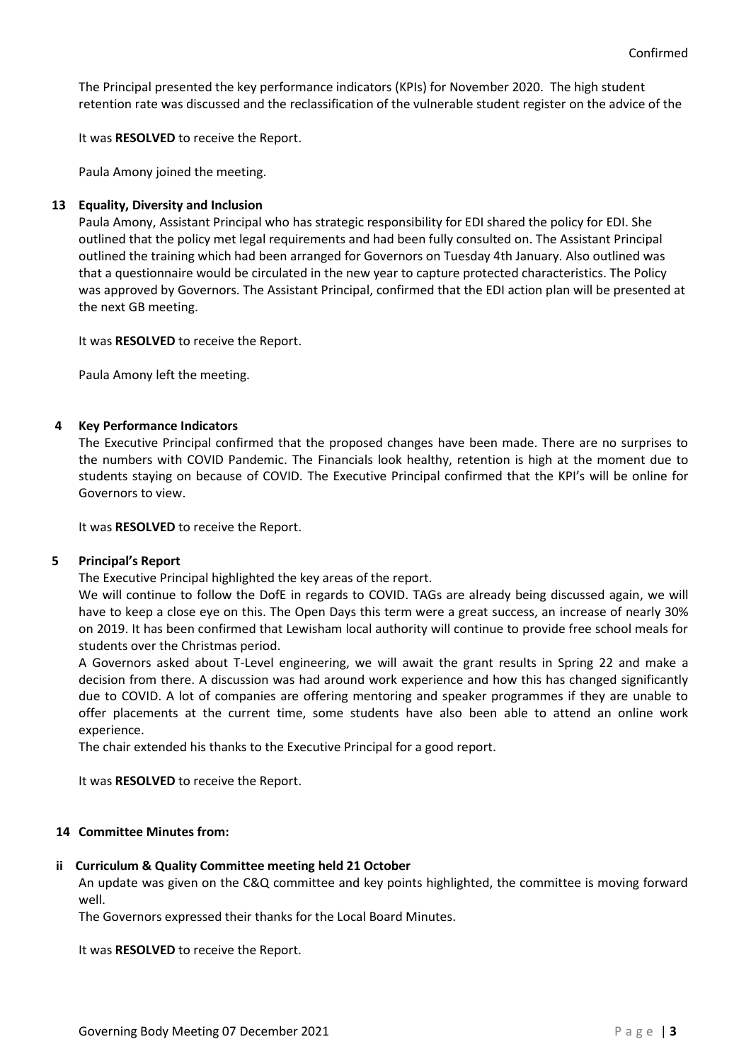The Principal presented the key performance indicators (KPIs) for November 2020. The high student retention rate was discussed and the reclassification of the vulnerable student register on the advice of the

It was **RESOLVED** to receive the Report.

Paula Amony joined the meeting.

**13 Equality, Diversity and Inclusion**

Paula Amony, Assistant Principal who has strategic responsibility for EDI shared the policy for EDI. She outlined that the policy met legal requirements and had been fully consulted on. The Assistant Principal outlined the training which had been arranged for Governors on Tuesday 4th January. Also outlined was that a questionnaire would be circulated in the new year to capture protected characteristics. The Policy was approved by Governors. The Assistant Principal, confirmed that the EDI action plan will be presented at the next GB meeting.

It was **RESOLVED** to receive the Report.

Paula Amony left the meeting.

**4 Key Performance Indicators**

The Executive Principal confirmed that the proposed changes have been made. There are no surprises to the numbers with COVID Pandemic. The Financials look healthy, retention is high at the moment due to students staying on because of COVID. The Executive Principal confirmed that the KPI's will be online for Governors to view.

It was **RESOLVED** to receive the Report.

**5 Principal's Report**

The Executive Principal highlighted the key areas of the report.

We will continue to follow the DofE in regards to COVID. TAGs are already being discussed again, we will have to keep a close eye on this. The Open Days this term were a great success, an increase of nearly 30% on 2019. It has been confirmed that Lewisham local authority will continue to provide free school meals for students over the Christmas period.

A Governors asked about T-Level engineering, we will await the grant results in Spring 22 and make a decision from there. A discussion was had around work experience and how this has changed significantly due to COVID. A lot of companies are offering mentoring and speaker programmes if they are unable to offer placements at the current time, some students have also been able to attend an online work experience.

The chair extended his thanks to the Executive Principal for a good report.

It was **RESOLVED** to receive the Report.

**14 Committee Minutes from:**

**ii Curriculum & Quality Committee meeting held 21 October**

An update was given on the C&Q committee and key points highlighted, the committee is moving forward well.

The Governors expressed their thanks for the Local Board Minutes.

It was **RESOLVED** to receive the Report.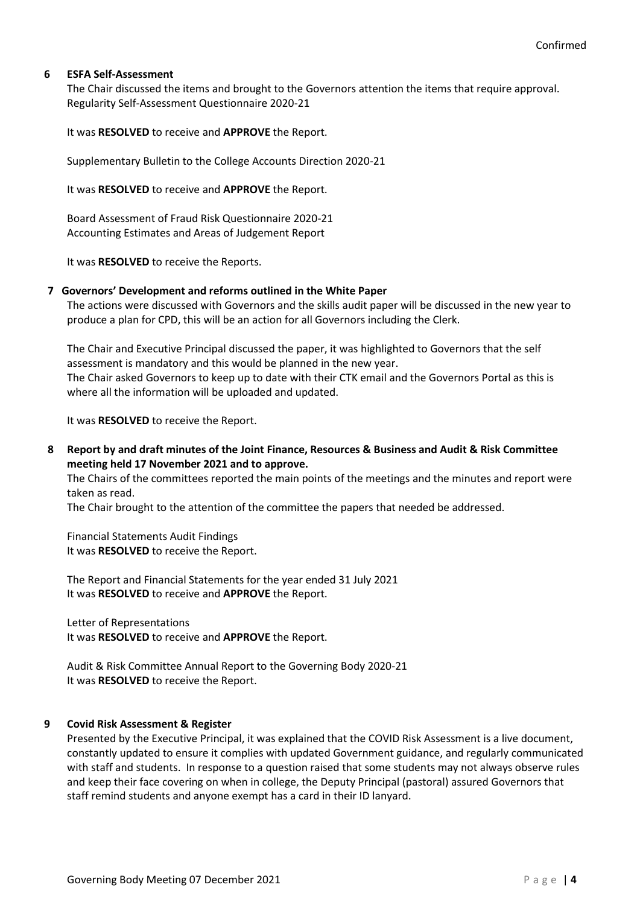Confirmed

## 6 ESFA Self-Assessment

The Chair discussed the items and brought to the Governors attention the items that require approval.
Regularity Self-Assessment Questionnaire 2020-21

It was **RESOLVED** to receive and **APPROVE** the Report.

Supplementary Bulletin to the College Accounts Direction 2020-21

It was **RESOLVED** to receive and **APPROVE** the Report.

Board Assessment of Fraud Risk Questionnaire 2020-21
Accounting Estimates and Areas of Judgement Report

It was **RESOLVED** to receive the Reports.

## 7 Governors' Development and reforms outlined in the White Paper

The actions were discussed with Governors and the skills audit paper will be discussed in the new year to produce a plan for CPD, this will be an action for all Governors including the Clerk.

The Chair and Executive Principal discussed the paper, it was highlighted to Governors that the self assessment is mandatory and this would be planned in the new year.
The Chair asked Governors to keep up to date with their CTK email and the Governors Portal as this is where all the information will be uploaded and updated.

It was **RESOLVED** to receive the Report.

## 8 Report by and draft minutes of the Joint Finance, Resources & Business and Audit & Risk Committee meeting held 17 November 2021 and to approve.

The Chairs of the committees reported the main points of the meetings and the minutes and report were taken as read.
The Chair brought to the attention of the committee the papers that needed be addressed.

Financial Statements Audit Findings
It was **RESOLVED** to receive the Report.

The Report and Financial Statements for the year ended 31 July 2021
It was **RESOLVED** to receive and **APPROVE** the Report.

Letter of Representations
It was **RESOLVED** to receive and **APPROVE** the Report.

Audit & Risk Committee Annual Report to the Governing Body 2020-21
It was **RESOLVED** to receive the Report.

## 9 Covid Risk Assessment & Register

Presented by the Executive Principal, it was explained that the COVID Risk Assessment is a live document, constantly updated to ensure it complies with updated Government guidance, and regularly communicated with staff and students. In response to a question raised that some students may not always observe rules and keep their face covering on when in college, the Deputy Principal (pastoral) assured Governors that staff remind students and anyone exempt has a card in their ID lanyard.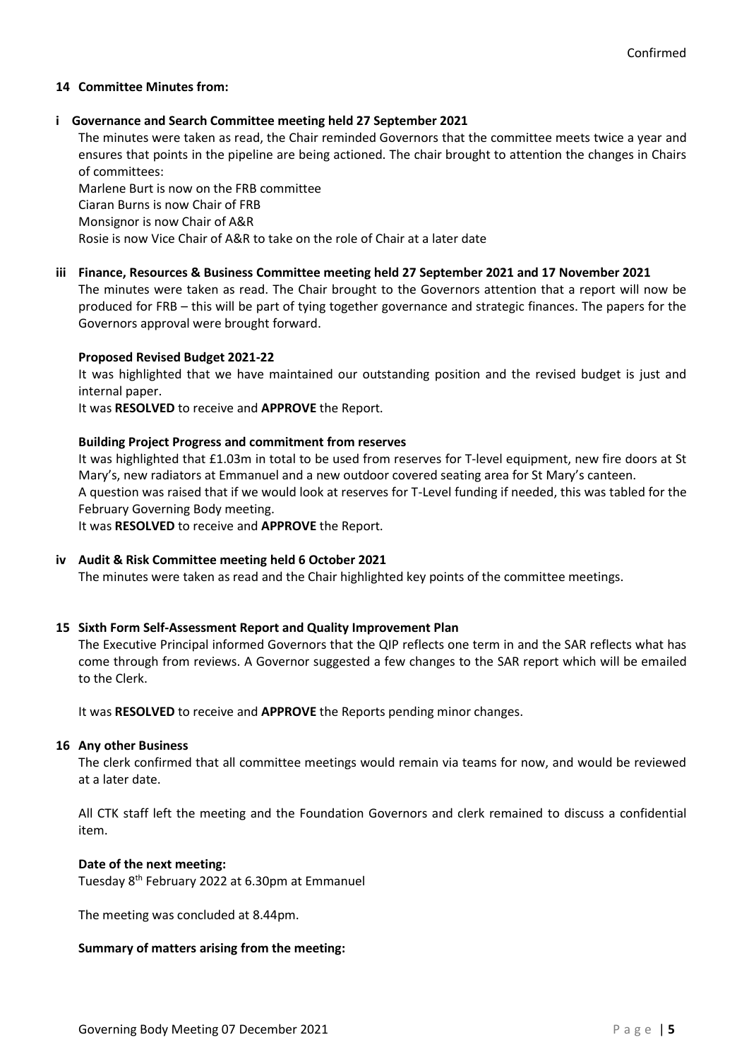Confirmed

## 14 Committee Minutes from:

### i Governance and Search Committee meeting held 27 September 2021

The minutes were taken as read, the Chair reminded Governors that the committee meets twice a year and ensures that points in the pipeline are being actioned. The chair brought to attention the changes in Chairs of committees:

Marlene Burt is now on the FRB committee
Ciaran Burns is now Chair of FRB
Monsignor is now Chair of A&R
Rosie is now Vice Chair of A&R to take on the role of Chair at a later date

### iii Finance, Resources & Business Committee meeting held 27 September 2021 and 17 November 2021

The minutes were taken as read. The Chair brought to the Governors attention that a report will now be produced for FRB – this will be part of tying together governance and strategic finances. The papers for the Governors approval were brought forward.

**Proposed Revised Budget 2021-22**

It was highlighted that we have maintained our outstanding position and the revised budget is just and internal paper.

It was **RESOLVED** to receive and **APPROVE** the Report.

**Building Project Progress and commitment from reserves**

It was highlighted that £1.03m in total to be used from reserves for T-level equipment, new fire doors at St Mary's, new radiators at Emmanuel and a new outdoor covered seating area for St Mary's canteen.

A question was raised that if we would look at reserves for T-Level funding if needed, this was tabled for the February Governing Body meeting.

It was **RESOLVED** to receive and **APPROVE** the Report.

### iv Audit & Risk Committee meeting held 6 October 2021

The minutes were taken as read and the Chair highlighted key points of the committee meetings.

## 15 Sixth Form Self-Assessment Report and Quality Improvement Plan

The Executive Principal informed Governors that the QIP reflects one term in and the SAR reflects what has come through from reviews. A Governor suggested a few changes to the SAR report which will be emailed to the Clerk.

It was **RESOLVED** to receive and **APPROVE** the Reports pending minor changes.

## 16 Any other Business

The clerk confirmed that all committee meetings would remain via teams for now, and would be reviewed at a later date.

All CTK staff left the meeting and the Foundation Governors and clerk remained to discuss a confidential item.

**Date of the next meeting:**

Tuesday 8th February 2022 at 6.30pm at Emmanuel

The meeting was concluded at 8.44pm.

**Summary of matters arising from the meeting:**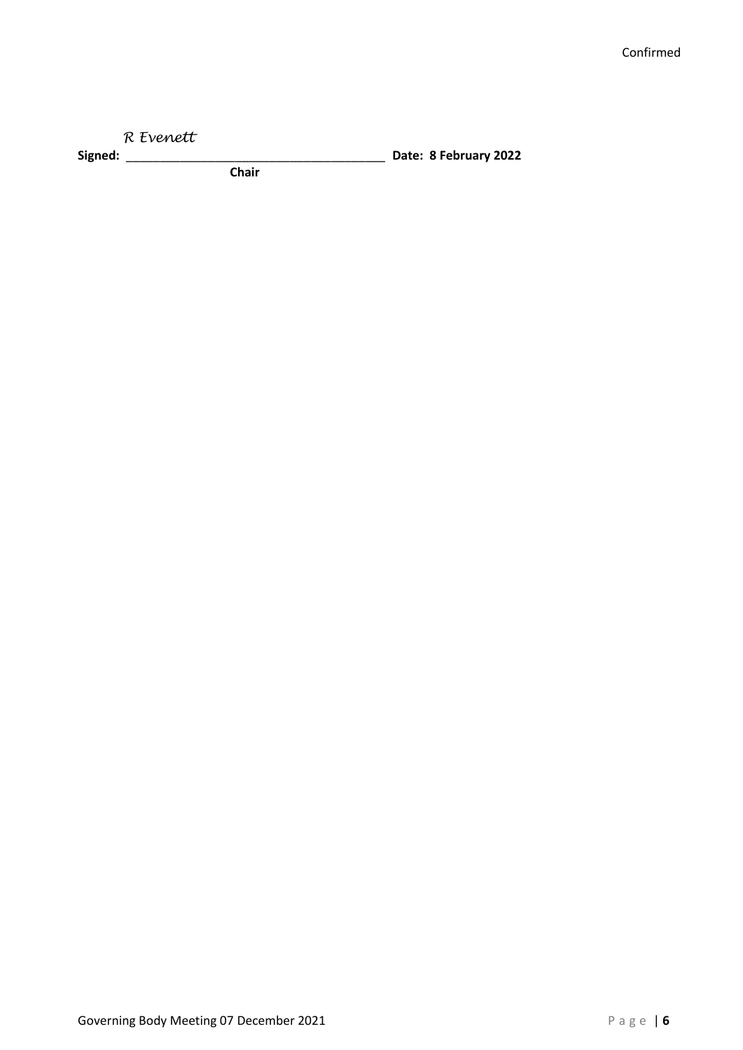*R Evenett*

**Signed:** ______________________________________ **Date: 8 February 2022**

**Chair**